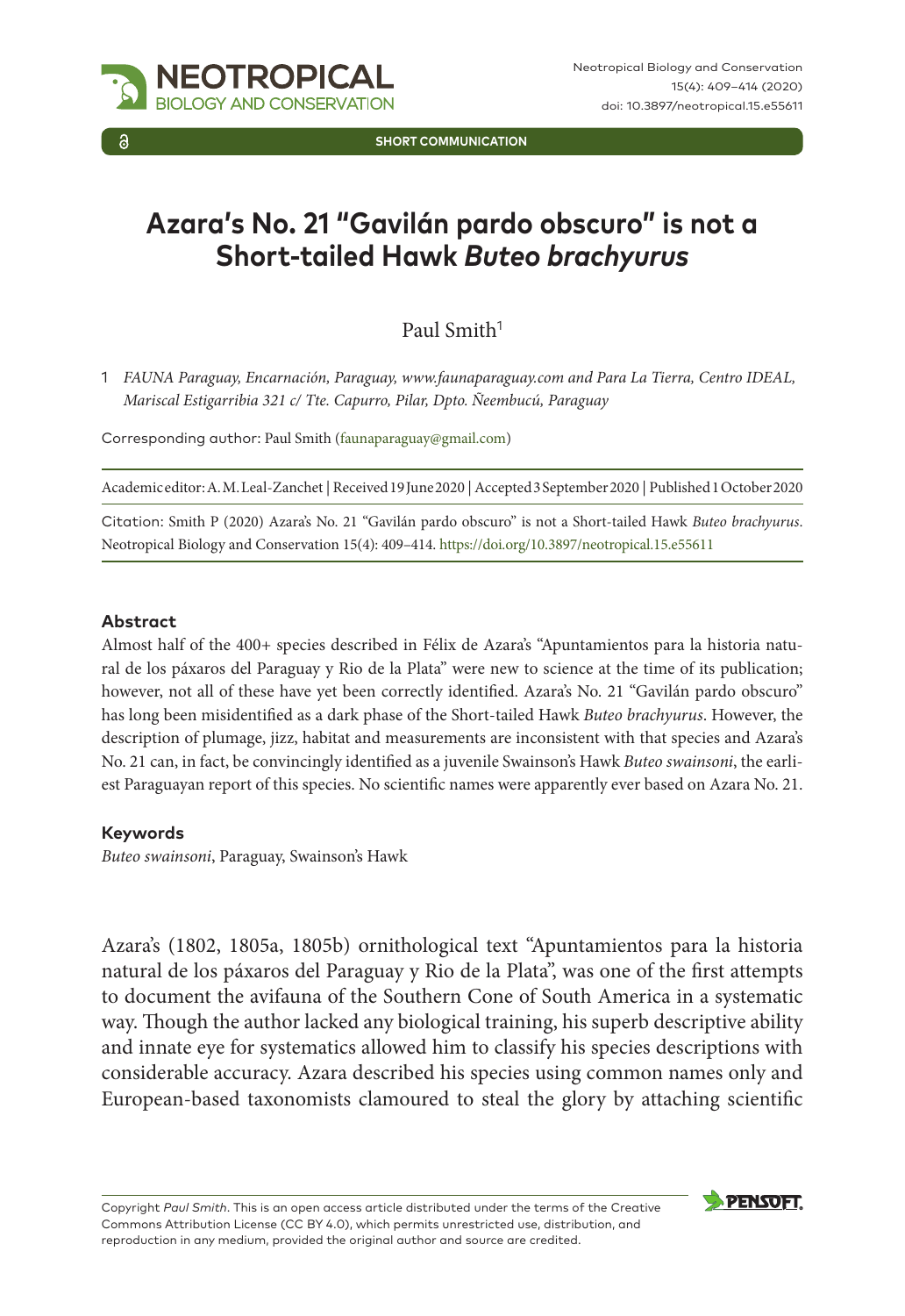SHORT COMMUNICATION

# Azara's No. 21 "Gavilán pardo obscuro" is not a Short-tailed Hawk *Buteo brachyurus*

Paul Smith[1]

1 *FAUNA Paraguay, Encarnación, Paraguay, www.faunaparaguay.com and Para La Tierra, Centro IDEAL, Mariscal Estigarribia 321 c/ Tte. Capurro, Pilar, Dpto. Ñeembucú, Paraguay*

Corresponding author: Paul Smith (faunaparaguay@gmail.com)

Academic editor: A. M. Leal-Zanchet | Received 19 June 2020 | Accepted 3 September 2020 | Published 1 October 2020

Citation: Smith P (2020) Azara's No. 21 "Gavilán pardo obscuro" is not a Short-tailed Hawk *Buteo brachyurus*. Neotropical Biology and Conservation 15(4): 409–414. https://doi.org/10.3897/neotropical.15.e55611

### Abstract

Almost half of the 400+ species described in Félix de Azara's "Apuntamientos para la historia natural de los páxaros del Paraguay y Rio de la Plata" were new to science at the time of its publication; however, not all of these have yet been correctly identified. Azara's No. 21 "Gavilán pardo obscuro" has long been misidentified as a dark phase of the Short-tailed Hawk *Buteo brachyurus*. However, the description of plumage, jizz, habitat and measurements are inconsistent with that species and Azara's No. 21 can, in fact, be convincingly identified as a juvenile Swainson's Hawk *Buteo swainsoni*, the earliest Paraguayan report of this species. No scientific names were apparently ever based on Azara No. 21.

### Keywords

*Buteo swainsoni*, Paraguay, Swainson's Hawk

Azara's (1802, 1805a, 1805b) ornithological text "Apuntamientos para la historia natural de los páxaros del Paraguay y Rio de la Plata", was one of the first attempts to document the avifauna of the Southern Cone of South America in a systematic way. Though the author lacked any biological training, his superb descriptive ability and innate eye for systematics allowed him to classify his species descriptions with considerable accuracy. Azara described his species using common names only and European-based taxonomists clamoured to steal the glory by attaching scientific

Copyright *Paul Smith*. This is an open access article distributed under the terms of the Creative Commons Attribution License (CC BY 4.0), which permits unrestricted use, distribution, and reproduction in any medium, provided the original author and source are credited.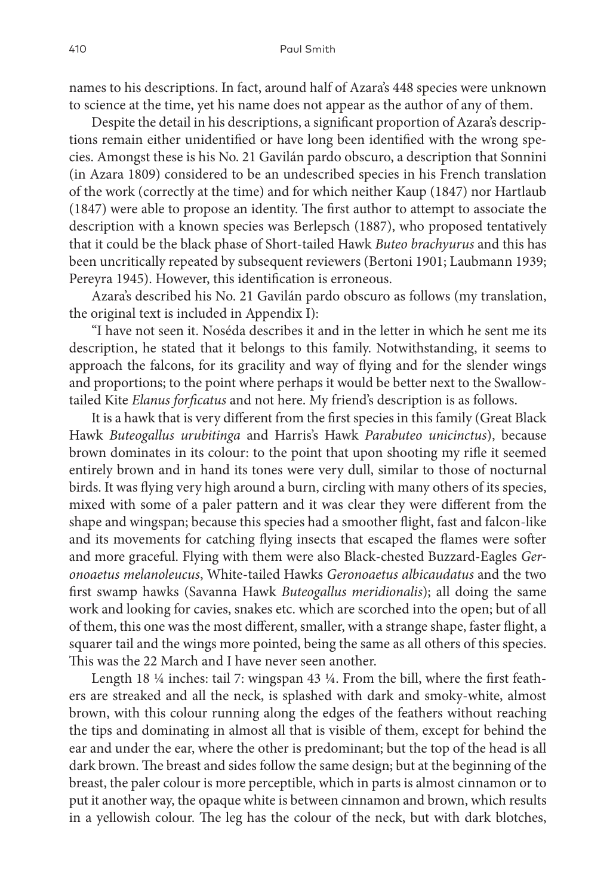names to his descriptions. In fact, around half of Azara's 448 species were unknown to science at the time, yet his name does not appear as the author of any of them.

Despite the detail in his descriptions, a significant proportion of Azara's descriptions remain either unidentified or have long been identified with the wrong species. Amongst these is his No. 21 Gavilán pardo obscuro, a description that Sonnini (in Azara 1809) considered to be an undescribed species in his French translation of the work (correctly at the time) and for which neither Kaup (1847) nor Hartlaub (1847) were able to propose an identity. The first author to attempt to associate the description with a known species was Berlepsch (1887), who proposed tentatively that it could be the black phase of Short-tailed Hawk *Buteo brachyurus* and this has been uncritically repeated by subsequent reviewers (Bertoni 1901; Laubmann 1939; Pereyra 1945). However, this identification is erroneous.

Azara's described his No. 21 Gavilán pardo obscuro as follows (my translation, the original text is included in Appendix I):

"I have not seen it. Noséda describes it and in the letter in which he sent me its description, he stated that it belongs to this family. Notwithstanding, it seems to approach the falcons, for its gracility and way of flying and for the slender wings and proportions; to the point where perhaps it would be better next to the Swallow-tailed Kite *Elanus forficatus* and not here. My friend's description is as follows.

It is a hawk that is very different from the first species in this family (Great Black Hawk *Buteogallus urubitinga* and Harris's Hawk *Parabuteo unicinctus*), because brown dominates in its colour: to the point that upon shooting my rifle it seemed entirely brown and in hand its tones were very dull, similar to those of nocturnal birds. It was flying very high around a burn, circling with many others of its species, mixed with some of a paler pattern and it was clear they were different from the shape and wingspan; because this species had a smoother flight, fast and falcon-like and its movements for catching flying insects that escaped the flames were softer and more graceful. Flying with them were also Black-chested Buzzard-Eagles *Geronoaetus melanoleucus*, White-tailed Hawks *Geronoaetus albicaudatus* and the two first swamp hawks (Savanna Hawk *Buteogallus meridionalis*); all doing the same work and looking for cavies, snakes etc. which are scorched into the open; but of all of them, this one was the most different, smaller, with a strange shape, faster flight, a squarer tail and the wings more pointed, being the same as all others of this species. This was the 22 March and I have never seen another.

Length 18 ¼ inches: tail 7: wingspan 43 ¼. From the bill, where the first feathers are streaked and all the neck, is splashed with dark and smoky-white, almost brown, with this colour running along the edges of the feathers without reaching the tips and dominating in almost all that is visible of them, except for behind the ear and under the ear, where the other is predominant; but the top of the head is all dark brown. The breast and sides follow the same design; but at the beginning of the breast, the paler colour is more perceptible, which in parts is almost cinnamon or to put it another way, the opaque white is between cinnamon and brown, which results in a yellowish colour. The leg has the colour of the neck, but with dark blotches,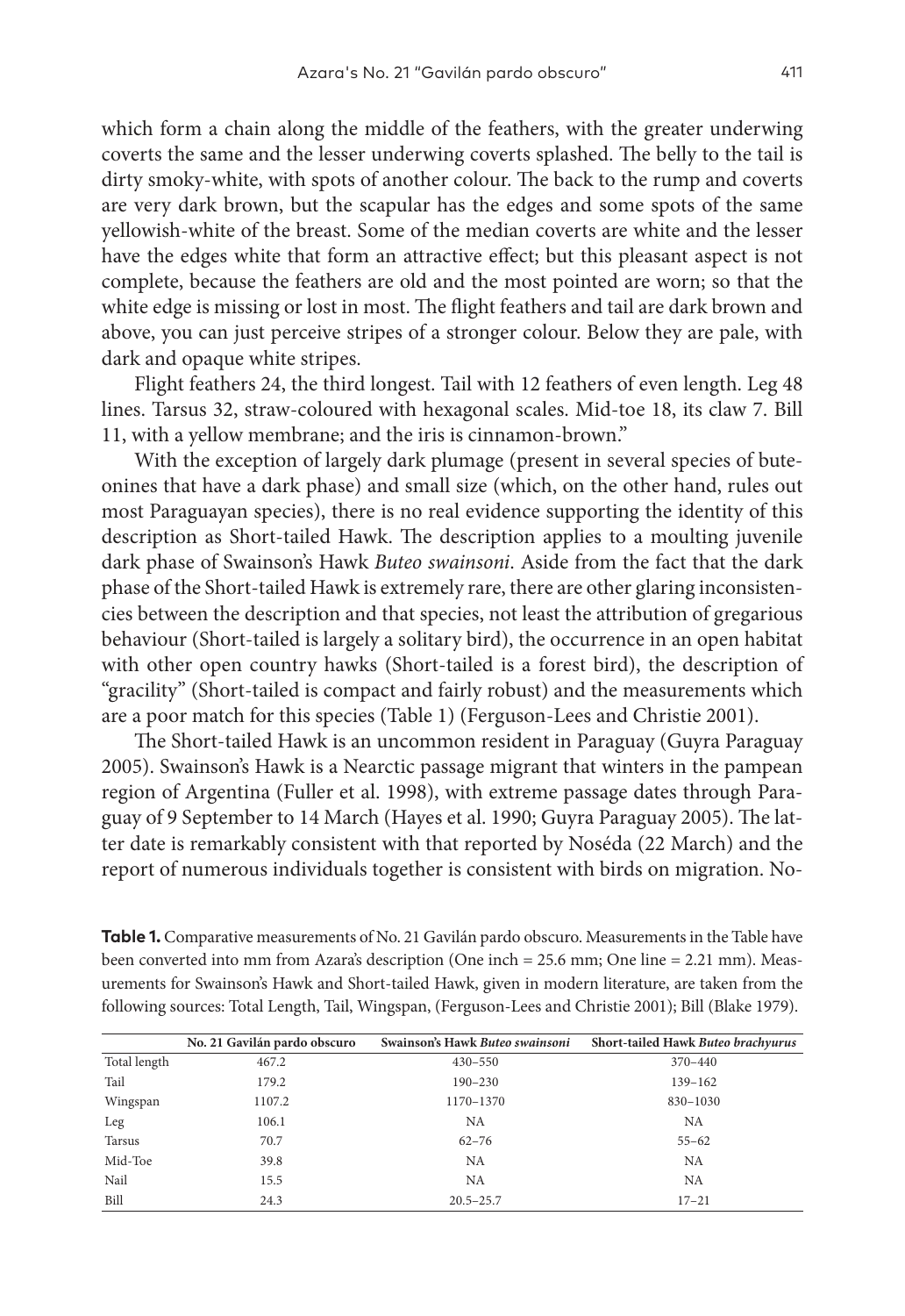which form a chain along the middle of the feathers, with the greater underwing coverts the same and the lesser underwing coverts splashed. The belly to the tail is dirty smoky-white, with spots of another colour. The back to the rump and coverts are very dark brown, but the scapular has the edges and some spots of the same yellowish-white of the breast. Some of the median coverts are white and the lesser have the edges white that form an attractive effect; but this pleasant aspect is not complete, because the feathers are old and the most pointed are worn; so that the white edge is missing or lost in most. The flight feathers and tail are dark brown and above, you can just perceive stripes of a stronger colour. Below they are pale, with dark and opaque white stripes.

Flight feathers 24, the third longest. Tail with 12 feathers of even length. Leg 48 lines. Tarsus 32, straw-coloured with hexagonal scales. Mid-toe 18, its claw 7. Bill 11, with a yellow membrane; and the iris is cinnamon-brown."

With the exception of largely dark plumage (present in several species of buteonines that have a dark phase) and small size (which, on the other hand, rules out most Paraguayan species), there is no real evidence supporting the identity of this description as Short-tailed Hawk. The description applies to a moulting juvenile dark phase of Swainson's Hawk *Buteo swainsoni*. Aside from the fact that the dark phase of the Short-tailed Hawk is extremely rare, there are other glaring inconsistencies between the description and that species, not least the attribution of gregarious behaviour (Short-tailed is largely a solitary bird), the occurrence in an open habitat with other open country hawks (Short-tailed is a forest bird), the description of "gracility" (Short-tailed is compact and fairly robust) and the measurements which are a poor match for this species (Table 1) (Ferguson-Lees and Christie 2001).

The Short-tailed Hawk is an uncommon resident in Paraguay (Guyra Paraguay 2005). Swainson's Hawk is a Nearctic passage migrant that winters in the pampean region of Argentina (Fuller et al. 1998), with extreme passage dates through Paraguay of 9 September to 14 March (Hayes et al. 1990; Guyra Paraguay 2005). The latter date is remarkably consistent with that reported by Noséda (22 March) and the report of numerous individuals together is consistent with birds on migration. No-

**Table 1.** Comparative measurements of No. 21 Gavilán pardo obscuro. Measurements in the Table have been converted into mm from Azara's description (One inch = 25.6 mm; One line = 2.21 mm). Measurements for Swainson's Hawk and Short-tailed Hawk, given in modern literature, are taken from the following sources: Total Length, Tail, Wingspan, (Ferguson-Lees and Christie 2001); Bill (Blake 1979).

| | No. 21 Gavilán pardo obscuro | Swainson's Hawk *Buteo swainsoni* | Short-tailed Hawk *Buteo brachyurus* |
|---|---|---|---|
| Total length | 467.2 | 430–550 | 370–440 |
| Tail | 179.2 | 190–230 | 139–162 |
| Wingspan | 1107.2 | 1170–1370 | 830–1030 |
| Leg | 106.1 | NA | NA |
| Tarsus | 70.7 | 62–76 | 55–62 |
| Mid-Toe | 39.8 | NA | NA |
| Nail | 15.5 | NA | NA |
| Bill | 24.3 | 20.5–25.7 | 17–21 |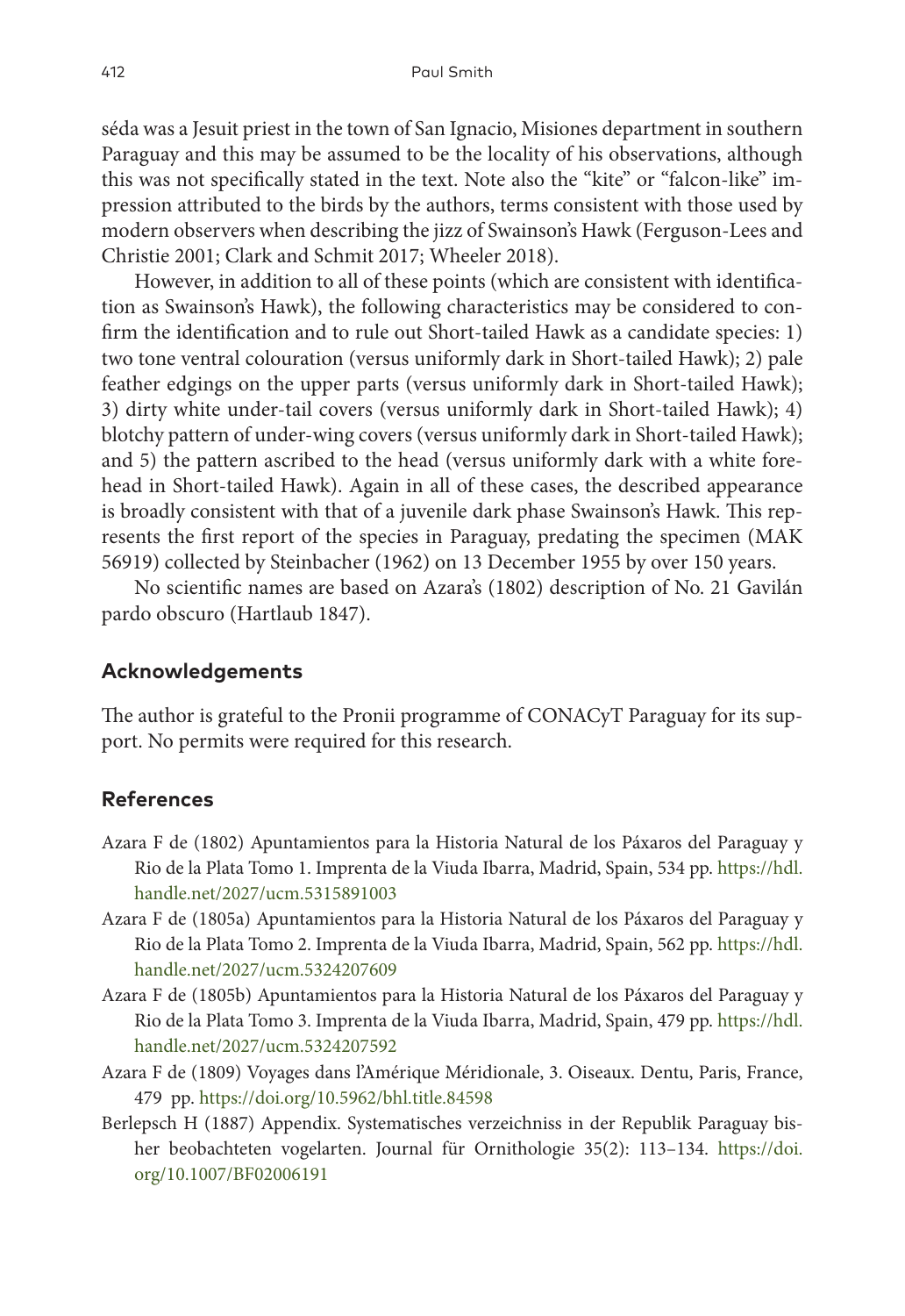séda was a Jesuit priest in the town of San Ignacio, Misiones department in southern Paraguay and this may be assumed to be the locality of his observations, although this was not specifically stated in the text. Note also the "kite" or "falcon-like" impression attributed to the birds by the authors, terms consistent with those used by modern observers when describing the jizz of Swainson's Hawk (Ferguson-Lees and Christie 2001; Clark and Schmit 2017; Wheeler 2018).

However, in addition to all of these points (which are consistent with identification as Swainson's Hawk), the following characteristics may be considered to confirm the identification and to rule out Short-tailed Hawk as a candidate species: 1) two tone ventral colouration (versus uniformly dark in Short-tailed Hawk); 2) pale feather edgings on the upper parts (versus uniformly dark in Short-tailed Hawk); 3) dirty white under-tail covers (versus uniformly dark in Short-tailed Hawk); 4) blotchy pattern of under-wing covers (versus uniformly dark in Short-tailed Hawk); and 5) the pattern ascribed to the head (versus uniformly dark with a white forehead in Short-tailed Hawk). Again in all of these cases, the described appearance is broadly consistent with that of a juvenile dark phase Swainson's Hawk. This represents the first report of the species in Paraguay, predating the specimen (MAK 56919) collected by Steinbacher (1962) on 13 December 1955 by over 150 years.

No scientific names are based on Azara's (1802) description of No. 21 Gavilán pardo obscuro (Hartlaub 1847).

## Acknowledgements

The author is grateful to the Pronii programme of CONACyT Paraguay for its support. No permits were required for this research.

## References

- Azara F de (1802) Apuntamientos para la Historia Natural de los Páxaros del Paraguay y Rio de la Plata Tomo 1. Imprenta de la Viuda Ibarra, Madrid, Spain, 534 pp. https://hdl.handle.net/2027/ucm.5315891003
- Azara F de (1805a) Apuntamientos para la Historia Natural de los Páxaros del Paraguay y Rio de la Plata Tomo 2. Imprenta de la Viuda Ibarra, Madrid, Spain, 562 pp. https://hdl.handle.net/2027/ucm.5324207609
- Azara F de (1805b) Apuntamientos para la Historia Natural de los Páxaros del Paraguay y Rio de la Plata Tomo 3. Imprenta de la Viuda Ibarra, Madrid, Spain, 479 pp. https://hdl.handle.net/2027/ucm.5324207592
- Azara F de (1809) Voyages dans l'Amérique Méridionale, 3. Oiseaux. Dentu, Paris, France, 479 pp. https://doi.org/10.5962/bhl.title.84598
- Berlepsch H (1887) Appendix. Systematisches verzeichniss in der Republik Paraguay bisher beobachteten vogelarten. Journal für Ornithologie 35(2): 113–134. https://doi.org/10.1007/BF02006191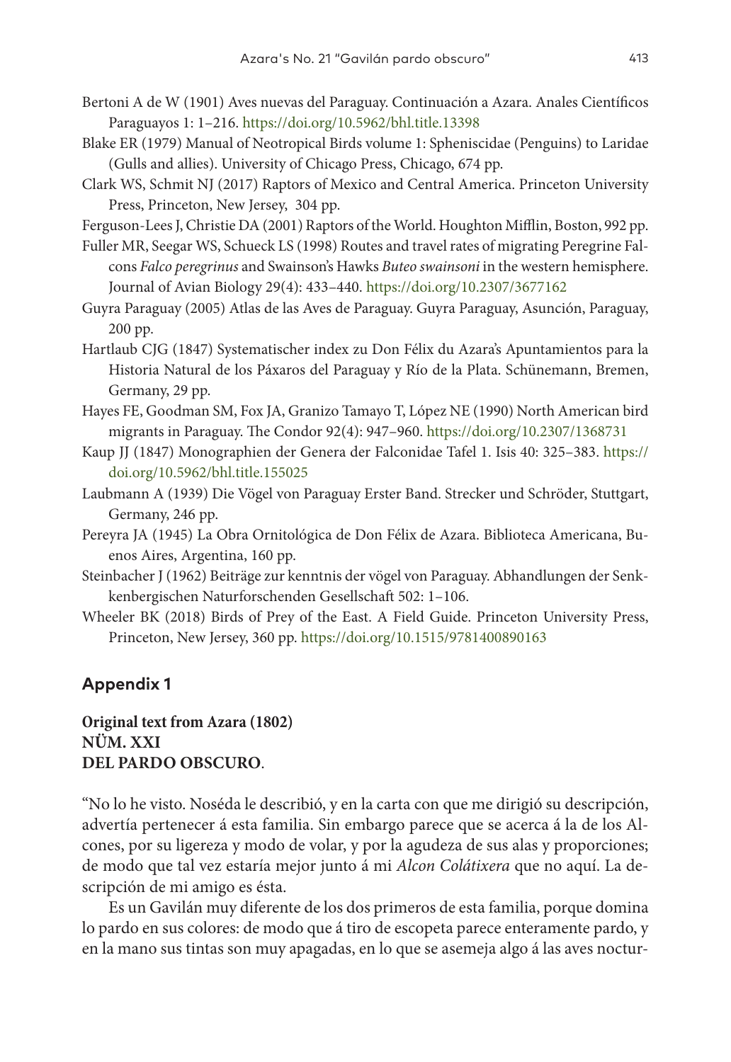Bertoni A de W (1901) Aves nuevas del Paraguay. Continuación a Azara. Anales Científicos Paraguayos 1: 1–216. https://doi.org/10.5962/bhl.title.13398

Blake ER (1979) Manual of Neotropical Birds volume 1: Spheniscidae (Penguins) to Laridae (Gulls and allies). University of Chicago Press, Chicago, 674 pp.

Clark WS, Schmit NJ (2017) Raptors of Mexico and Central America. Princeton University Press, Princeton, New Jersey, 304 pp.

Ferguson-Lees J, Christie DA (2001) Raptors of the World. Houghton Mifflin, Boston, 992 pp.

Fuller MR, Seegar WS, Schueck LS (1998) Routes and travel rates of migrating Peregrine Falcons *Falco peregrinus* and Swainson's Hawks *Buteo swainsoni* in the western hemisphere. Journal of Avian Biology 29(4): 433–440. https://doi.org/10.2307/3677162

Guyra Paraguay (2005) Atlas de las Aves de Paraguay. Guyra Paraguay, Asunción, Paraguay, 200 pp.

Hartlaub CJG (1847) Systematischer index zu Don Félix du Azara's Apuntamientos para la Historia Natural de los Páxaros del Paraguay y Río de la Plata. Schünemann, Bremen, Germany, 29 pp.

Hayes FE, Goodman SM, Fox JA, Granizo Tamayo T, López NE (1990) North American bird migrants in Paraguay. The Condor 92(4): 947–960. https://doi.org/10.2307/1368731

Kaup JJ (1847) Monographien der Genera der Falconidae Tafel 1. Isis 40: 325–383. https://doi.org/10.5962/bhl.title.155025

Laubmann A (1939) Die Vögel von Paraguay Erster Band. Strecker und Schröder, Stuttgart, Germany, 246 pp.

Pereyra JA (1945) La Obra Ornitológica de Don Félix de Azara. Biblioteca Americana, Buenos Aires, Argentina, 160 pp.

Steinbacher J (1962) Beiträge zur kenntnis der vögel von Paraguay. Abhandlungen der Senkkenbergischen Naturforschenden Gesellschaft 502: 1–106.

Wheeler BK (2018) Birds of Prey of the East. A Field Guide. Princeton University Press, Princeton, New Jersey, 360 pp. https://doi.org/10.1515/9781400890163

## Appendix 1

**Original text from Azara (1802)**
**NÜM. XXI**
**DEL PARDO OBSCURO**.

"No lo he visto. Noséda le describió, y en la carta con que me dirigió su descripción, advertía pertenecer á esta familia. Sin embargo parece que se acerca á la de los Alcones, por su ligereza y modo de volar, y por la agudeza de sus alas y proporciones; de modo que tal vez estaría mejor junto á mi *Alcon Colátixera* que no aquí. La descripción de mi amigo es ésta.

Es un Gavilán muy diferente de los dos primeros de esta familia, porque domina lo pardo en sus colores: de modo que á tiro de escopeta parece enteramente pardo, y en la mano sus tintas son muy apagadas, en lo que se asemeja algo á las aves noctur-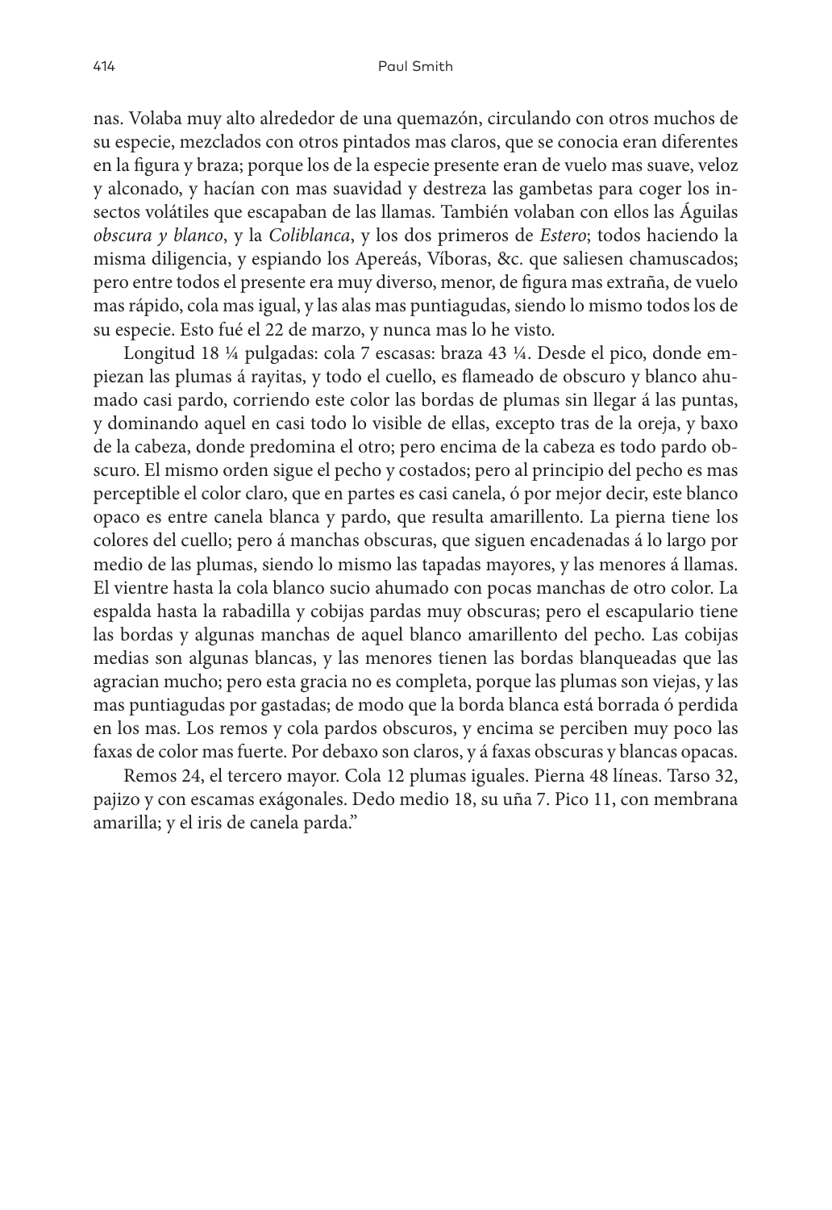nas. Volaba muy alto alrededor de una quemazón, circulando con otros muchos de su especie, mezclados con otros pintados mas claros, que se conocia eran diferentes en la figura y braza; porque los de la especie presente eran de vuelo mas suave, veloz y alconado, y hacían con mas suavidad y destreza las gambetas para coger los insectos volátiles que escapaban de las llamas. También volaban con ellos las Águilas *obscura y blanco*, y la *Coliblanca*, y los dos primeros de *Estero*; todos haciendo la misma diligencia, y espiando los Apereás, Víboras, &c. que saliesen chamuscados; pero entre todos el presente era muy diverso, menor, de figura mas extraña, de vuelo mas rápido, cola mas igual, y las alas mas puntiagudas, siendo lo mismo todos los de su especie. Esto fué el 22 de marzo, y nunca mas lo he visto.

Longitud 18 ¼ pulgadas: cola 7 escasas: braza 43 ¼. Desde el pico, donde empiezan las plumas á rayitas, y todo el cuello, es flameado de obscuro y blanco ahumado casi pardo, corriendo este color las bordas de plumas sin llegar á las puntas, y dominando aquel en casi todo lo visible de ellas, excepto tras de la oreja, y baxo de la cabeza, donde predomina el otro; pero encima de la cabeza es todo pardo obscuro. El mismo orden sigue el pecho y costados; pero al principio del pecho es mas perceptible el color claro, que en partes es casi canela, ó por mejor decir, este blanco opaco es entre canela blanca y pardo, que resulta amarillento. La pierna tiene los colores del cuello; pero á manchas obscuras, que siguen encadenadas á lo largo por medio de las plumas, siendo lo mismo las tapadas mayores, y las menores á llamas. El vientre hasta la cola blanco sucio ahumado con pocas manchas de otro color. La espalda hasta la rabadilla y cobijas pardas muy obscuras; pero el escapulario tiene las bordas y algunas manchas de aquel blanco amarillento del pecho. Las cobijas medias son algunas blancas, y las menores tienen las bordas blanqueadas que las agracian mucho; pero esta gracia no es completa, porque las plumas son viejas, y las mas puntiagudas por gastadas; de modo que la borda blanca está borrada ó perdida en los mas. Los remos y cola pardos obscuros, y encima se perciben muy poco las faxas de color mas fuerte. Por debaxo son claros, y á faxas obscuras y blancas opacas.

Remos 24, el tercero mayor. Cola 12 plumas iguales. Pierna 48 líneas. Tarso 32, pajizo y con escamas exágonales. Dedo medio 18, su uña 7. Pico 11, con membrana amarilla; y el iris de canela parda."